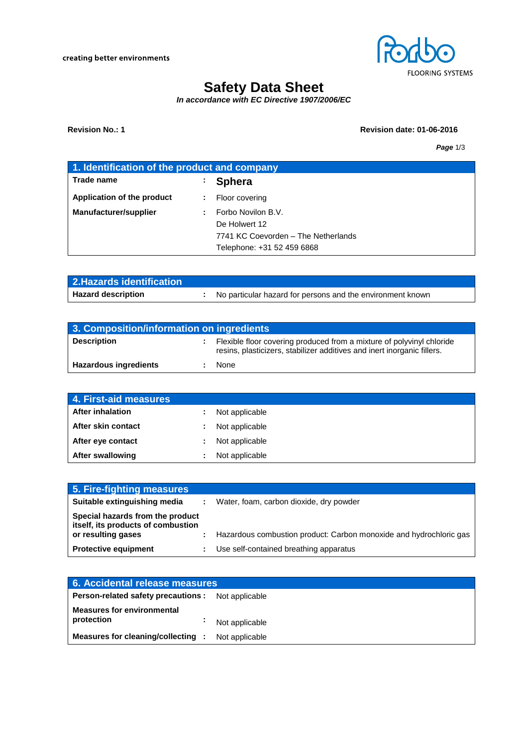creating better environments

Forbo FLOORING SYSTEMS

# Safety Data Sheet

***In accordance with EC Directive 1907/2006/EC***

**Revision No.: 1** **Revision date: 01-06-2016**

## 1. Identification of the product and company

| | | |
|---|---|---|
| **Trade name** | : | **Sphera** |
| **Application of the product** | : | Floor covering |
| **Manufacturer/supplier** | : | Forbo Novilon B.V.<br>De Holwert 12<br>7741 KC Coevorden – The Netherlands<br>Telephone: +31 52 459 6868 |

## 2.Hazards identification

| | | |
|---|---|---|
| **Hazard description** | : | No particular hazard for persons and the environment known |

## 3. Composition/information on ingredients

| | | |
|---|---|---|
| **Description** | : | Flexible floor covering produced from a mixture of polyvinyl chloride resins, plasticizers, stabilizer additives and inert inorganic fillers. |
| **Hazardous ingredients** | : | None |

## 4. First-aid measures

| | | |
|---|---|---|
| **After inhalation** | : | Not applicable |
| **After skin contact** | : | Not applicable |
| **After eye contact** | : | Not applicable |
| **After swallowing** | : | Not applicable |

## 5. Fire-fighting measures

| | | |
|---|---|---|
| **Suitable extinguishing media** | : | Water, foam, carbon dioxide, dry powder |
| **Special hazards from the product itself, its products of combustion or resulting gases** | : | Hazardous combustion product: Carbon monoxide and hydrochloric gas |
| **Protective equipment** | : | Use self-contained breathing apparatus |

## 6. Accidental release measures

| | | |
|---|---|---|
| **Person-related safety precautions** | : | Not applicable |
| **Measures for environmental protection** | : | Not applicable |
| **Measures for cleaning/collecting** | : | Not applicable |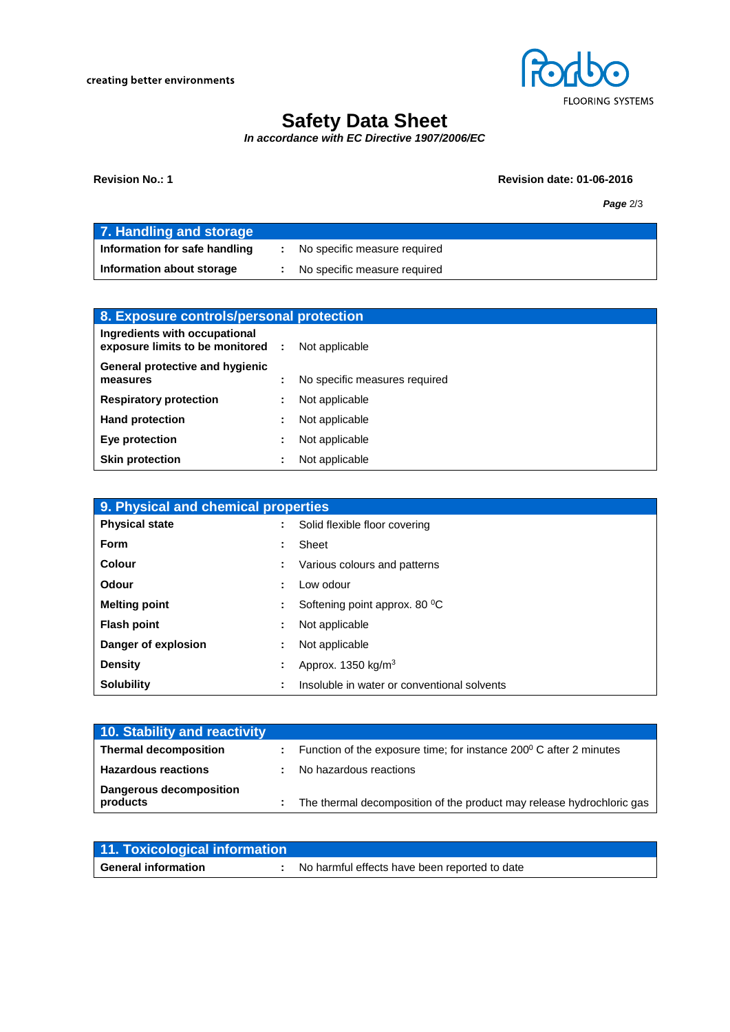creating better environments

FLOORING SYSTEMS

# Safety Data Sheet

***In accordance with EC Directive 1907/2006/EC***

**Revision No.: 1** **Revision date: 01-06-2016**

## 7. Handling and storage

| | | |
|---|---|---|
| **Information for safe handling** | : | No specific measure required |
| **Information about storage** | : | No specific measure required |

## 8. Exposure controls/personal protection

| | | |
|---|---|---|
| **Ingredients with occupational exposure limits to be monitored** | : | Not applicable |
| **General protective and hygienic measures** | : | No specific measures required |
| **Respiratory protection** | : | Not applicable |
| **Hand protection** | : | Not applicable |
| **Eye protection** | : | Not applicable |
| **Skin protection** | : | Not applicable |

## 9. Physical and chemical properties

| | | |
|---|---|---|
| **Physical state** | : | Solid flexible floor covering |
| **Form** | : | Sheet |
| **Colour** | : | Various colours and patterns |
| **Odour** | : | Low odour |
| **Melting point** | : | Softening point approx. 80 $^0$C |
| **Flash point** | : | Not applicable |
| **Danger of explosion** | : | Not applicable |
| **Density** | : | Approx. 1350 kg/$m^3$ |
| **Solubility** | : | Insoluble in water or conventional solvents |

## 10. Stability and reactivity

| | | |
|---|---|---|
| **Thermal decomposition** | : | Function of the exposure time; for instance 200$^0$ C after 2 minutes |
| **Hazardous reactions** | : | No hazardous reactions |
| **Dangerous decomposition products** | : | The thermal decomposition of the product may release hydrochloric gas |

## 11. Toxicological information

| | | |
|---|---|---|
| **General information** | : | No harmful effects have been reported to date |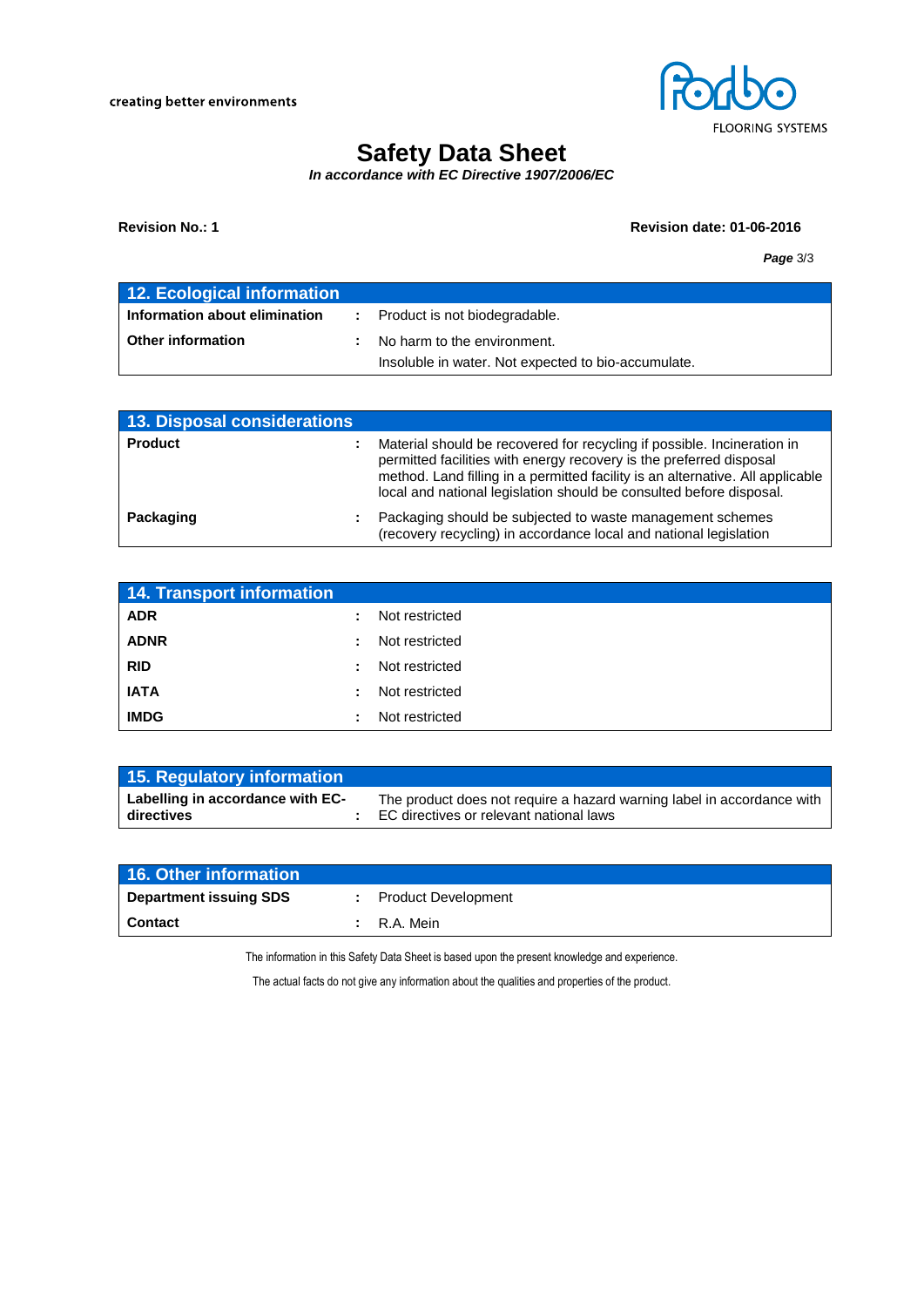creating better environments

FLOORING SYSTEMS

# Safety Data Sheet

***In accordance with EC Directive 1907/2006/EC***

**Revision No.: 1** **Revision date: 01-06-2016**

## 12. Ecological information

| | | |
|---|---|---|
| **Information about elimination** | : | Product is not biodegradable. |
| **Other information** | : | No harm to the environment. Insoluble in water. Not expected to bio-accumulate. |

## 13. Disposal considerations

| | | |
|---|---|---|
| **Product** | : | Material should be recovered for recycling if possible. Incineration in permitted facilities with energy recovery is the preferred disposal method. Land filling in a permitted facility is an alternative. All applicable local and national legislation should be consulted before disposal. |
| **Packaging** | : | Packaging should be subjected to waste management schemes (recovery recycling) in accordance local and national legislation |

## 14. Transport information

| | | |
|---|---|---|
| **ADR** | : | Not restricted |
| **ADNR** | : | Not restricted |
| **RID** | : | Not restricted |
| **IATA** | : | Not restricted |
| **IMDG** | : | Not restricted |

## 15. Regulatory information

| | | |
|---|---|---|
| **Labelling in accordance with EC-directives** | : | The product does not require a hazard warning label in accordance with EC directives or relevant national laws |

## 16. Other information

| | | |
|---|---|---|
| **Department issuing SDS** | : | Product Development |
| **Contact** | : | R.A. Mein |

The information in this Safety Data Sheet is based upon the present knowledge and experience.

The actual facts do not give any information about the qualities and properties of the product.